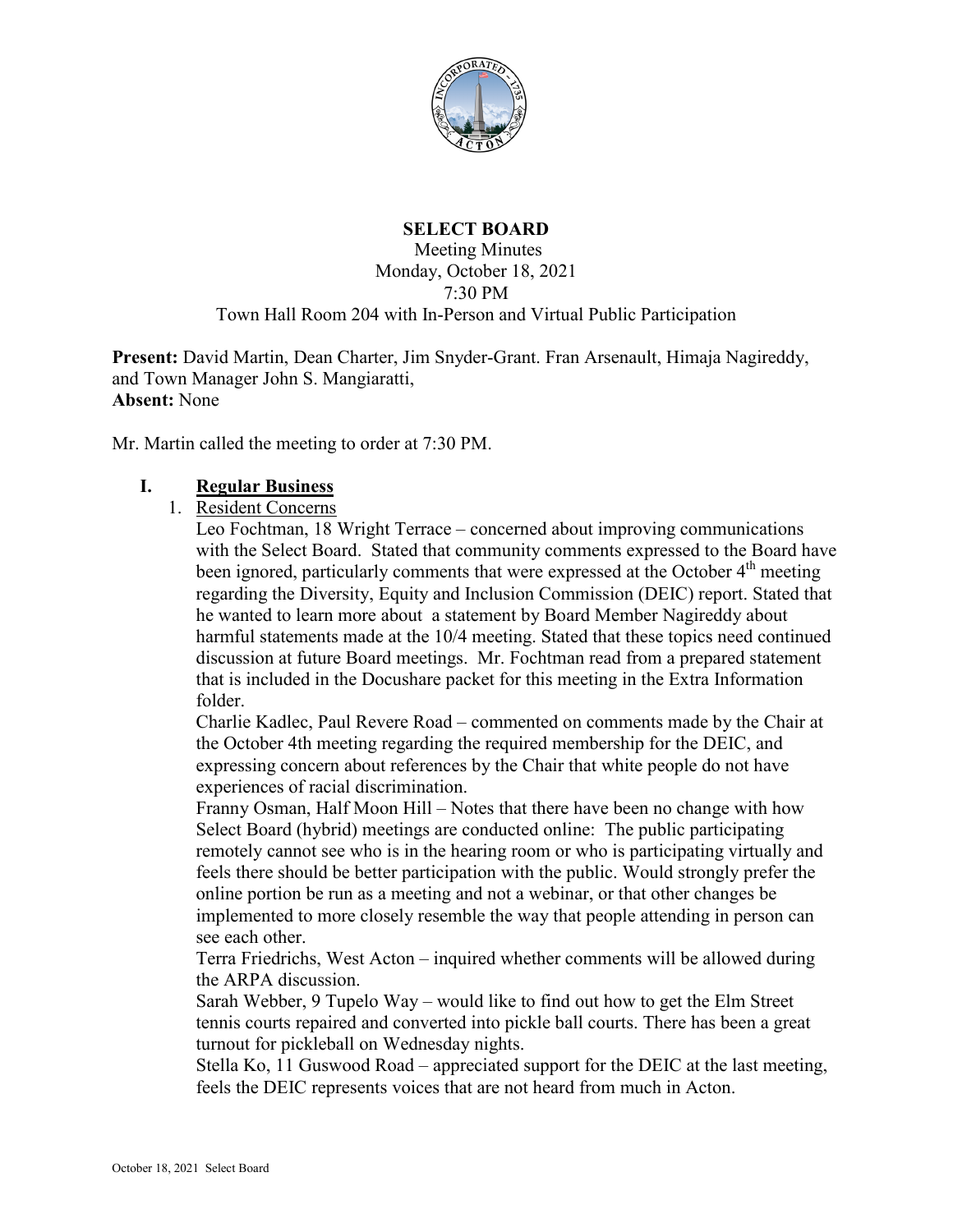# SELECT BOARD

Meeting Minutes
Monday, October 18, 2021
7:30 PM
Town Hall Room 204 with In-Person and Virtual Public Participation

**Present:** David Martin, Dean Charter, Jim Snyder-Grant. Fran Arsenault, Himaja Nagireddy, and Town Manager John S. Mangiaratti,
**Absent:** None

Mr. Martin called the meeting to order at 7:30 PM.

## I. Regular Business

1. Resident Concerns

   Leo Fochtman, 18 Wright Terrace – concerned about improving communications with the Select Board. Stated that community comments expressed to the Board have been ignored, particularly comments that were expressed at the October 4th meeting regarding the Diversity, Equity and Inclusion Commission (DEIC) report. Stated that he wanted to learn more about a statement by Board Member Nagireddy about harmful statements made at the 10/4 meeting. Stated that these topics need continued discussion at future Board meetings. Mr. Fochtman read from a prepared statement that is included in the Docushare packet for this meeting in the Extra Information folder.

   Charlie Kadlec, Paul Revere Road – commented on comments made by the Chair at the October 4th meeting regarding the required membership for the DEIC, and expressing concern about references by the Chair that white people do not have experiences of racial discrimination.

   Franny Osman, Half Moon Hill – Notes that there have been no change with how Select Board (hybrid) meetings are conducted online: The public participating remotely cannot see who is in the hearing room or who is participating virtually and feels there should be better participation with the public. Would strongly prefer the online portion be run as a meeting and not a webinar, or that other changes be implemented to more closely resemble the way that people attending in person can see each other.

   Terra Friedrichs, West Acton – inquired whether comments will be allowed during the ARPA discussion.

   Sarah Webber, 9 Tupelo Way – would like to find out how to get the Elm Street tennis courts repaired and converted into pickle ball courts. There has been a great turnout for pickleball on Wednesday nights.

   Stella Ko, 11 Guswood Road – appreciated support for the DEIC at the last meeting, feels the DEIC represents voices that are not heard from much in Acton.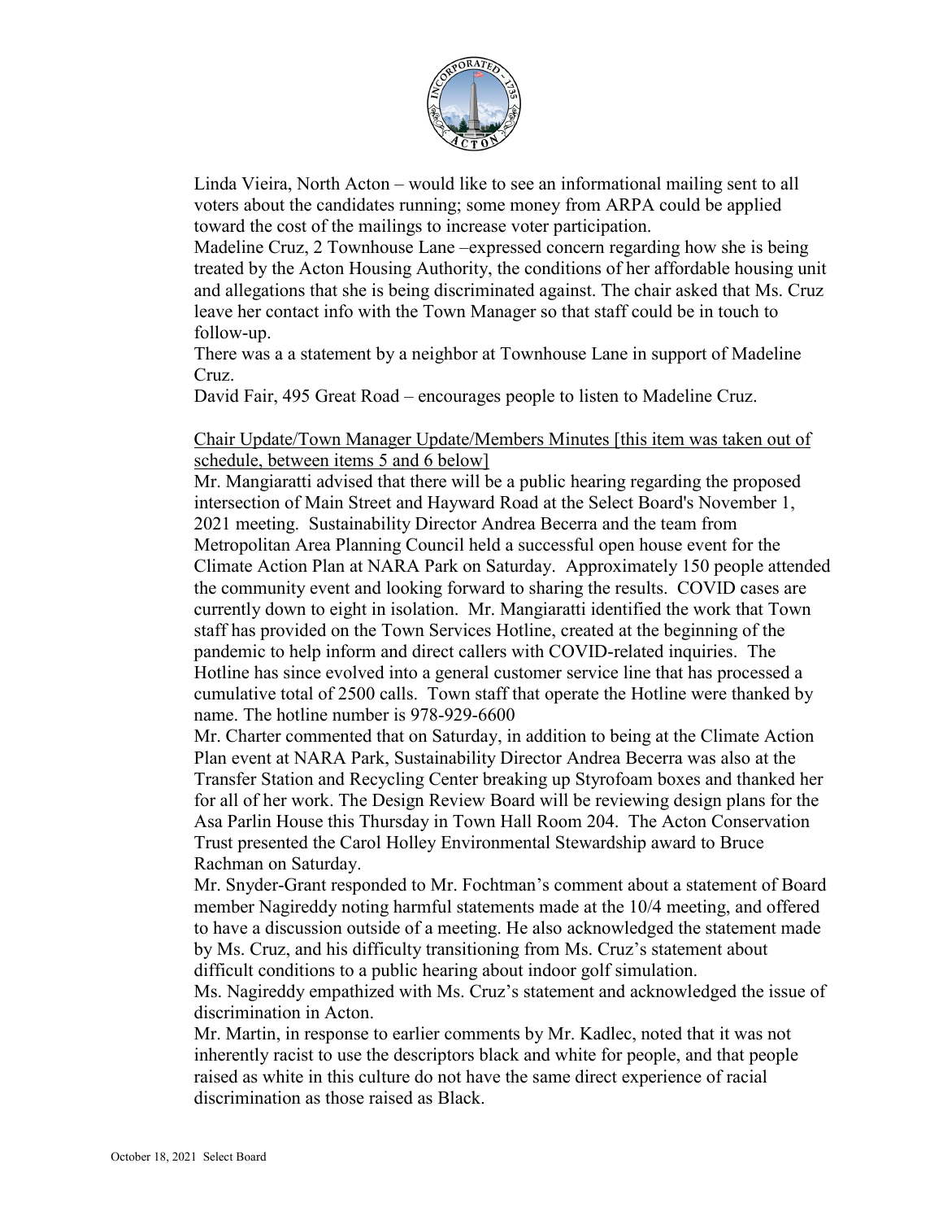Linda Vieira, North Acton – would like to see an informational mailing sent to all voters about the candidates running; some money from ARPA could be applied toward the cost of the mailings to increase voter participation.

Madeline Cruz, 2 Townhouse Lane –expressed concern regarding how she is being treated by the Acton Housing Authority, the conditions of her affordable housing unit and allegations that she is being discriminated against. The chair asked that Ms. Cruz leave her contact info with the Town Manager so that staff could be in touch to follow-up.

There was a a statement by a neighbor at Townhouse Lane in support of Madeline Cruz.

David Fair, 495 Great Road – encourages people to listen to Madeline Cruz.

<u>Chair Update/Town Manager Update/Members Minutes [this item was taken out of schedule, between items 5 and 6 below]</u>

Mr. Mangiaratti advised that there will be a public hearing regarding the proposed intersection of Main Street and Hayward Road at the Select Board's November 1, 2021 meeting. Sustainability Director Andrea Becerra and the team from Metropolitan Area Planning Council held a successful open house event for the Climate Action Plan at NARA Park on Saturday. Approximately 150 people attended the community event and looking forward to sharing the results. COVID cases are currently down to eight in isolation. Mr. Mangiaratti identified the work that Town staff has provided on the Town Services Hotline, created at the beginning of the pandemic to help inform and direct callers with COVID-related inquiries. The Hotline has since evolved into a general customer service line that has processed a cumulative total of 2500 calls. Town staff that operate the Hotline were thanked by name. The hotline number is 978-929-6600

Mr. Charter commented that on Saturday, in addition to being at the Climate Action Plan event at NARA Park, Sustainability Director Andrea Becerra was also at the Transfer Station and Recycling Center breaking up Styrofoam boxes and thanked her for all of her work. The Design Review Board will be reviewing design plans for the Asa Parlin House this Thursday in Town Hall Room 204. The Acton Conservation Trust presented the Carol Holley Environmental Stewardship award to Bruce Rachman on Saturday.

Mr. Snyder-Grant responded to Mr. Fochtman's comment about a statement of Board member Nagireddy noting harmful statements made at the 10/4 meeting, and offered to have a discussion outside of a meeting. He also acknowledged the statement made by Ms. Cruz, and his difficulty transitioning from Ms. Cruz's statement about difficult conditions to a public hearing about indoor golf simulation.

Ms. Nagireddy empathized with Ms. Cruz's statement and acknowledged the issue of discrimination in Acton.

Mr. Martin, in response to earlier comments by Mr. Kadlec, noted that it was not inherently racist to use the descriptors black and white for people, and that people raised as white in this culture do not have the same direct experience of racial discrimination as those raised as Black.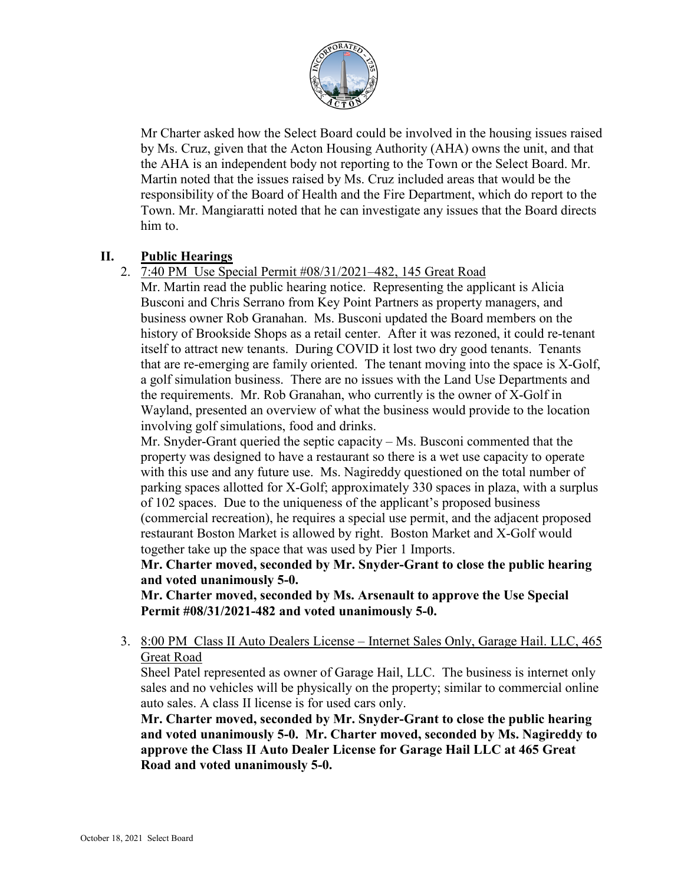Mr Charter asked how the Select Board could be involved in the housing issues raised by Ms. Cruz, given that the Acton Housing Authority (AHA) owns the unit, and that the AHA is an independent body not reporting to the Town or the Select Board. Mr. Martin noted that the issues raised by Ms. Cruz included areas that would be the responsibility of the Board of Health and the Fire Department, which do report to the Town. Mr. Mangiaratti noted that he can investigate any issues that the Board directs him to.

## II. Public Hearings

2. <u>7:40 PM Use Special Permit #08/31/2021–482, 145 Great Road</u>

   Mr. Martin read the public hearing notice. Representing the applicant is Alicia Busconi and Chris Serrano from Key Point Partners as property managers, and business owner Rob Granahan. Ms. Busconi updated the Board members on the history of Brookside Shops as a retail center. After it was rezoned, it could re-tenant itself to attract new tenants. During COVID it lost two dry good tenants. Tenants that are re-emerging are family oriented. The tenant moving into the space is X-Golf, a golf simulation business. There are no issues with the Land Use Departments and the requirements. Mr. Rob Granahan, who currently is the owner of X-Golf in Wayland, presented an overview of what the business would provide to the location involving golf simulations, food and drinks.

   Mr. Snyder-Grant queried the septic capacity – Ms. Busconi commented that the property was designed to have a restaurant so there is a wet use capacity to operate with this use and any future use. Ms. Nagireddy questioned on the total number of parking spaces allotted for X-Golf; approximately 330 spaces in plaza, with a surplus of 102 spaces. Due to the uniqueness of the applicant's proposed business (commercial recreation), he requires a special use permit, and the adjacent proposed restaurant Boston Market is allowed by right. Boston Market and X-Golf would together take up the space that was used by Pier 1 Imports.

   **Mr. Charter moved, seconded by Mr. Snyder-Grant to close the public hearing and voted unanimously 5-0.**

   **Mr. Charter moved, seconded by Ms. Arsenault to approve the Use Special Permit #08/31/2021-482 and voted unanimously 5-0.**

3. <u>8:00 PM Class II Auto Dealers License – Internet Sales Only, Garage Hail. LLC, 465 Great Road</u>

   Sheel Patel represented as owner of Garage Hail, LLC. The business is internet only sales and no vehicles will be physically on the property; similar to commercial online auto sales. A class II license is for used cars only.

   **Mr. Charter moved, seconded by Mr. Snyder-Grant to close the public hearing and voted unanimously 5-0. Mr. Charter moved, seconded by Ms. Nagireddy to approve the Class II Auto Dealer License for Garage Hail LLC at 465 Great Road and voted unanimously 5-0.**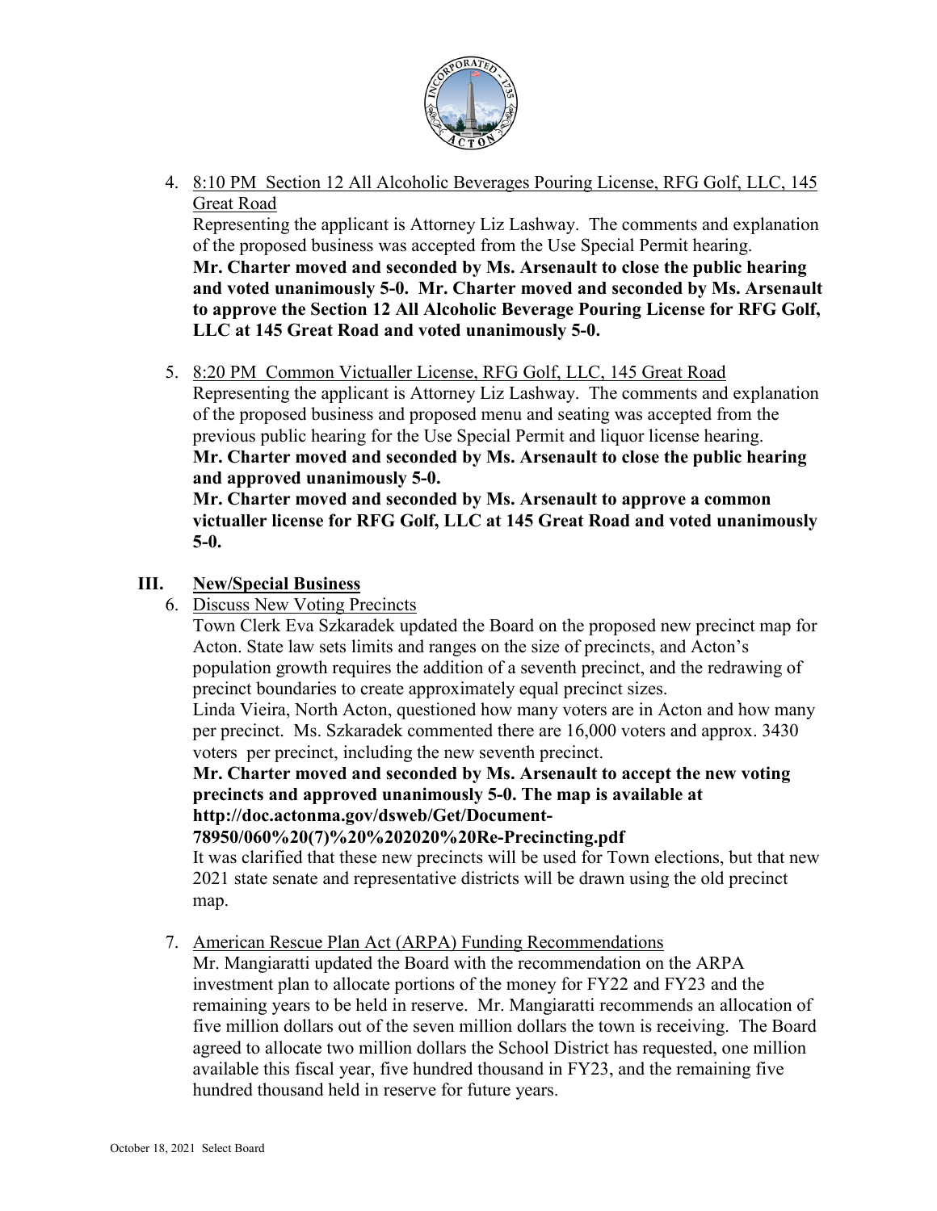4. 8:10 PM Section 12 All Alcoholic Beverages Pouring License, RFG Golf, LLC, 145 Great Road

   Representing the applicant is Attorney Liz Lashway. The comments and explanation of the proposed business was accepted from the Use Special Permit hearing.
   **Mr. Charter moved and seconded by Ms. Arsenault to close the public hearing and voted unanimously 5-0. Mr. Charter moved and seconded by Ms. Arsenault to approve the Section 12 All Alcoholic Beverage Pouring License for RFG Golf, LLC at 145 Great Road and voted unanimously 5-0.**

5. 8:20 PM Common Victualler License, RFG Golf, LLC, 145 Great Road

   Representing the applicant is Attorney Liz Lashway. The comments and explanation of the proposed business and proposed menu and seating was accepted from the previous public hearing for the Use Special Permit and liquor license hearing.
   **Mr. Charter moved and seconded by Ms. Arsenault to close the public hearing and approved unanimously 5-0.**
   **Mr. Charter moved and seconded by Ms. Arsenault to approve a common victualler license for RFG Golf, LLC at 145 Great Road and voted unanimously 5-0.**

## III. New/Special Business

6. Discuss New Voting Precincts

   Town Clerk Eva Szkaradek updated the Board on the proposed new precinct map for Acton. State law sets limits and ranges on the size of precincts, and Acton's population growth requires the addition of a seventh precinct, and the redrawing of precinct boundaries to create approximately equal precinct sizes.
   Linda Vieira, North Acton, questioned how many voters are in Acton and how many per precinct. Ms. Szkaradek commented there are 16,000 voters and approx. 3430 voters per precinct, including the new seventh precinct.
   **Mr. Charter moved and seconded by Ms. Arsenault to accept the new voting precincts and approved unanimously 5-0. The map is available at http://doc.actonma.gov/dsweb/Get/Document-78950/060%20(7)%20%202020%20Re-Precincting.pdf**
   It was clarified that these new precincts will be used for Town elections, but that new 2021 state senate and representative districts will be drawn using the old precinct map.

7. American Rescue Plan Act (ARPA) Funding Recommendations

   Mr. Mangiaratti updated the Board with the recommendation on the ARPA investment plan to allocate portions of the money for FY22 and FY23 and the remaining years to be held in reserve. Mr. Mangiaratti recommends an allocation of five million dollars out of the seven million dollars the town is receiving. The Board agreed to allocate two million dollars the School District has requested, one million available this fiscal year, five hundred thousand in FY23, and the remaining five hundred thousand held in reserve for future years.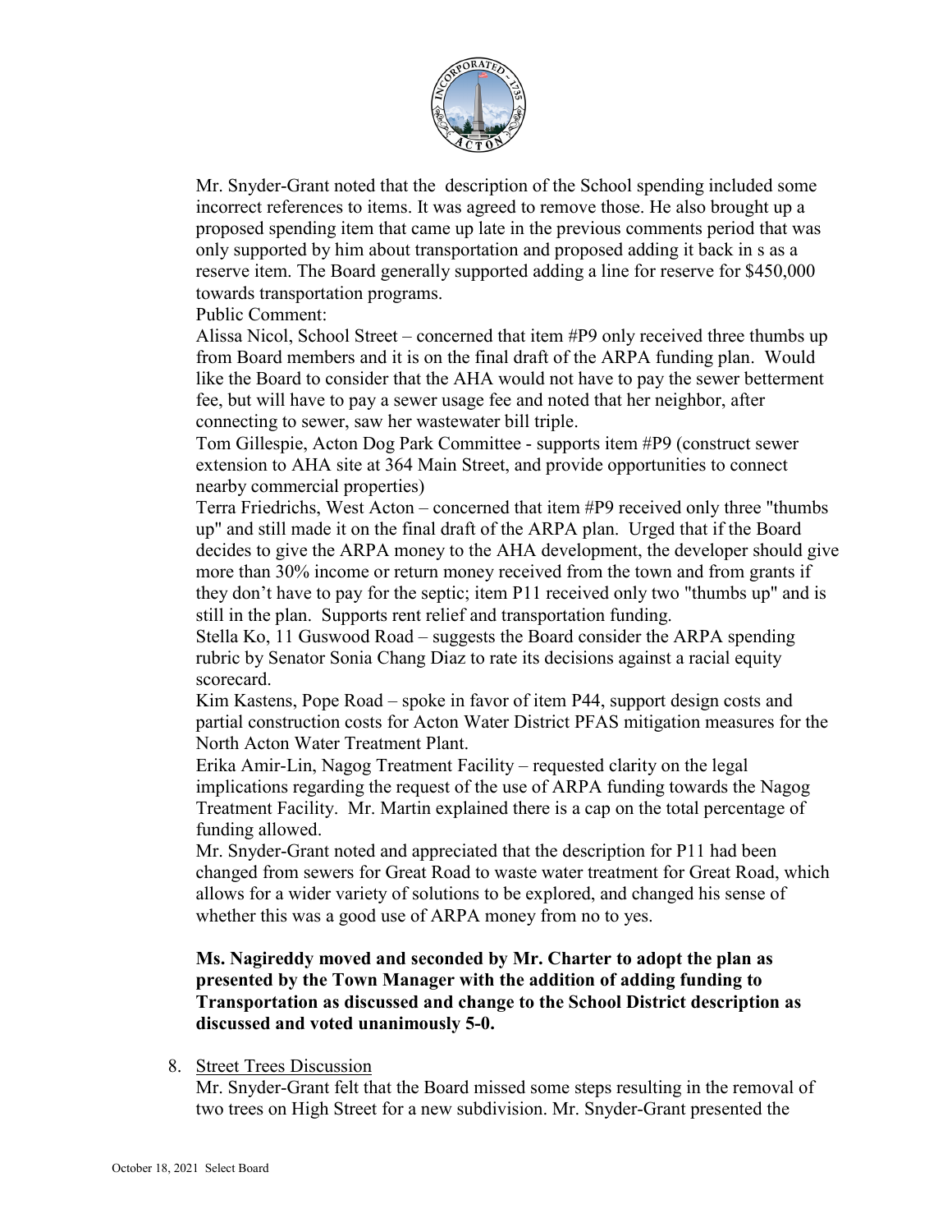Mr. Snyder-Grant noted that the description of the School spending included some incorrect references to items. It was agreed to remove those. He also brought up a proposed spending item that came up late in the previous comments period that was only supported by him about transportation and proposed adding it back in s as a reserve item. The Board generally supported adding a line for reserve for $450,000 towards transportation programs.

Public Comment:

Alissa Nicol, School Street – concerned that item #P9 only received three thumbs up from Board members and it is on the final draft of the ARPA funding plan. Would like the Board to consider that the AHA would not have to pay the sewer betterment fee, but will have to pay a sewer usage fee and noted that her neighbor, after connecting to sewer, saw her wastewater bill triple.

Tom Gillespie, Acton Dog Park Committee - supports item #P9 (construct sewer extension to AHA site at 364 Main Street, and provide opportunities to connect nearby commercial properties)

Terra Friedrichs, West Acton – concerned that item #P9 received only three "thumbs up" and still made it on the final draft of the ARPA plan. Urged that if the Board decides to give the ARPA money to the AHA development, the developer should give more than 30% income or return money received from the town and from grants if they don't have to pay for the septic; item P11 received only two "thumbs up" and is still in the plan. Supports rent relief and transportation funding.

Stella Ko, 11 Guswood Road – suggests the Board consider the ARPA spending rubric by Senator Sonia Chang Diaz to rate its decisions against a racial equity scorecard.

Kim Kastens, Pope Road – spoke in favor of item P44, support design costs and partial construction costs for Acton Water District PFAS mitigation measures for the North Acton Water Treatment Plant.

Erika Amir-Lin, Nagog Treatment Facility – requested clarity on the legal implications regarding the request of the use of ARPA funding towards the Nagog Treatment Facility. Mr. Martin explained there is a cap on the total percentage of funding allowed.

Mr. Snyder-Grant noted and appreciated that the description for P11 had been changed from sewers for Great Road to waste water treatment for Great Road, which allows for a wider variety of solutions to be explored, and changed his sense of whether this was a good use of ARPA money from no to yes.

**Ms. Nagireddy moved and seconded by Mr. Charter to adopt the plan as presented by the Town Manager with the addition of adding funding to Transportation as discussed and change to the School District description as discussed and voted unanimously 5-0.**

8. Street Trees Discussion

   Mr. Snyder-Grant felt that the Board missed some steps resulting in the removal of two trees on High Street for a new subdivision. Mr. Snyder-Grant presented the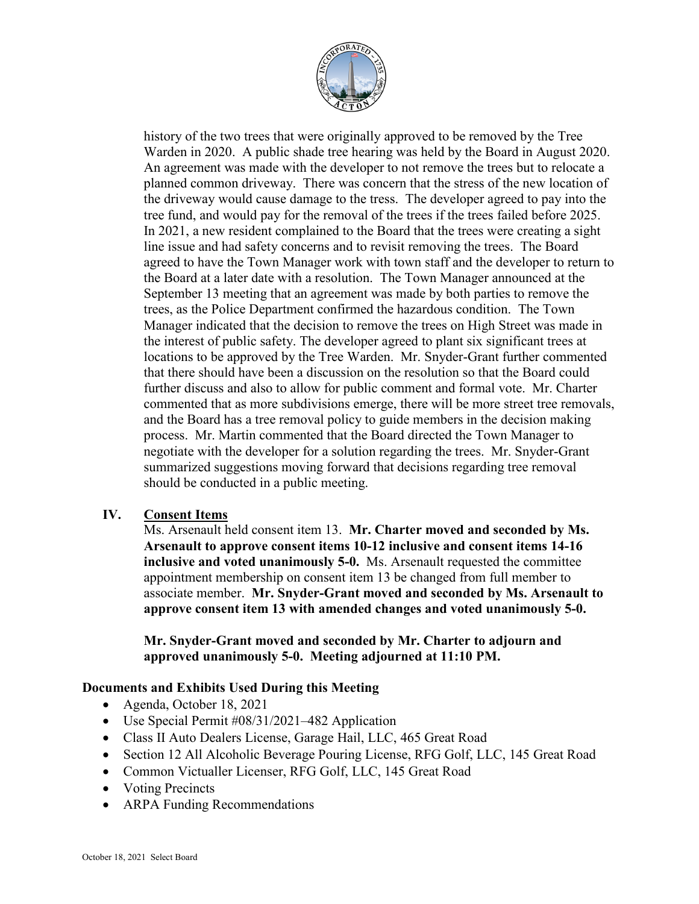history of the two trees that were originally approved to be removed by the Tree Warden in 2020. A public shade tree hearing was held by the Board in August 2020. An agreement was made with the developer to not remove the trees but to relocate a planned common driveway. There was concern that the stress of the new location of the driveway would cause damage to the tress. The developer agreed to pay into the tree fund, and would pay for the removal of the trees if the trees failed before 2025. In 2021, a new resident complained to the Board that the trees were creating a sight line issue and had safety concerns and to revisit removing the trees. The Board agreed to have the Town Manager work with town staff and the developer to return to the Board at a later date with a resolution. The Town Manager announced at the September 13 meeting that an agreement was made by both parties to remove the trees, as the Police Department confirmed the hazardous condition. The Town Manager indicated that the decision to remove the trees on High Street was made in the interest of public safety. The developer agreed to plant six significant trees at locations to be approved by the Tree Warden. Mr. Snyder-Grant further commented that there should have been a discussion on the resolution so that the Board could further discuss and also to allow for public comment and formal vote. Mr. Charter commented that as more subdivisions emerge, there will be more street tree removals, and the Board has a tree removal policy to guide members in the decision making process. Mr. Martin commented that the Board directed the Town Manager to negotiate with the developer for a solution regarding the trees. Mr. Snyder-Grant summarized suggestions moving forward that decisions regarding tree removal should be conducted in a public meeting.

## IV. Consent Items

Ms. Arsenault held consent item 13. **Mr. Charter moved and seconded by Ms. Arsenault to approve consent items 10-12 inclusive and consent items 14-16 inclusive and voted unanimously 5-0.** Ms. Arsenault requested the committee appointment membership on consent item 13 be changed from full member to associate member. **Mr. Snyder-Grant moved and seconded by Ms. Arsenault to approve consent item 13 with amended changes and voted unanimously 5-0.**

**Mr. Snyder-Grant moved and seconded by Mr. Charter to adjourn and approved unanimously 5-0. Meeting adjourned at 11:10 PM.**

### Documents and Exhibits Used During this Meeting

- Agenda, October 18, 2021
- Use Special Permit #08/31/2021–482 Application
- Class II Auto Dealers License, Garage Hail, LLC, 465 Great Road
- Section 12 All Alcoholic Beverage Pouring License, RFG Golf, LLC, 145 Great Road
- Common Victualler Licenser, RFG Golf, LLC, 145 Great Road
- Voting Precincts
- ARPA Funding Recommendations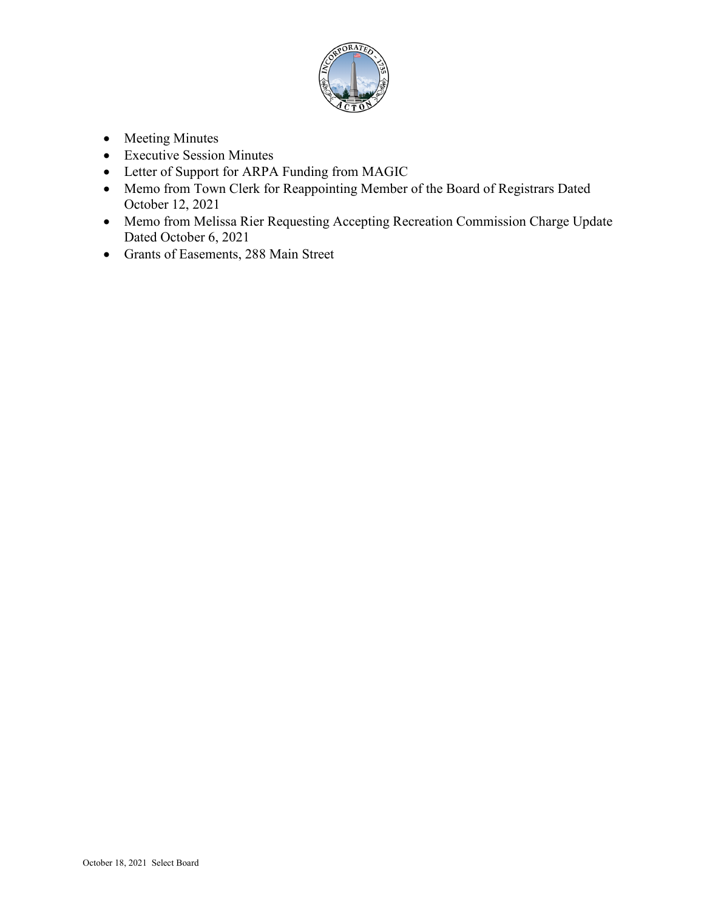- Meeting Minutes
- Executive Session Minutes
- Letter of Support for ARPA Funding from MAGIC
- Memo from Town Clerk for Reappointing Member of the Board of Registrars Dated October 12, 2021
- Memo from Melissa Rier Requesting Accepting Recreation Commission Charge Update Dated October 6, 2021
- Grants of Easements, 288 Main Street